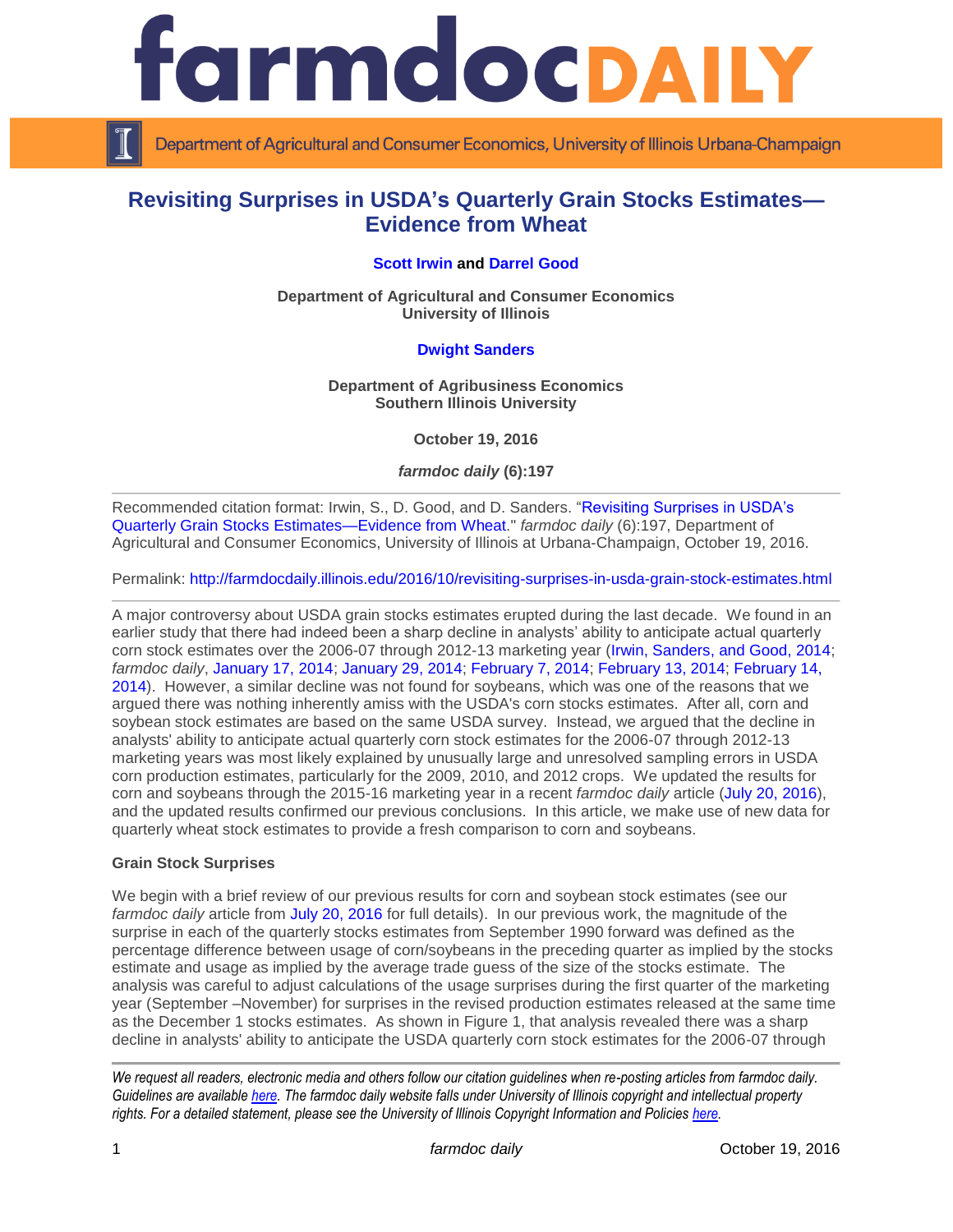# Revisiting Surprises in USDA's Quarterly Grain Stocks Estimates—Evidence from Wheat

**Scott Irwin** and **Darrel Good**

**Department of Agricultural and Consumer Economics**
**University of Illinois**

**Dwight Sanders**

**Department of Agribusiness Economics**
**Southern Illinois University**

**October 19, 2016**

***farmdoc daily* (6):197**

Recommended citation format: Irwin, S., D. Good, and D. Sanders. "Revisiting Surprises in USDA's Quarterly Grain Stocks Estimates—Evidence from Wheat." *farmdoc daily* (6):197, Department of Agricultural and Consumer Economics, University of Illinois at Urbana-Champaign, October 19, 2016.

Permalink: http://farmdocdaily.illinois.edu/2016/10/revisiting-surprises-in-usda-grain-stock-estimates.html

A major controversy about USDA grain stocks estimates erupted during the last decade. We found in an earlier study that there had indeed been a sharp decline in analysts' ability to anticipate actual quarterly corn stock estimates over the 2006-07 through 2012-13 marketing year (Irwin, Sanders, and Good, 2014; *farmdoc daily*, January 17, 2014; January 29, 2014; February 7, 2014; February 13, 2014; February 14, 2014). However, a similar decline was not found for soybeans, which was one of the reasons that we argued there was nothing inherently amiss with the USDA's corn stocks estimates. After all, corn and soybean stock estimates are based on the same USDA survey. Instead, we argued that the decline in analysts' ability to anticipate actual quarterly corn stock estimates for the 2006-07 through 2012-13 marketing years was most likely explained by unusually large and unresolved sampling errors in USDA corn production estimates, particularly for the 2009, 2010, and 2012 crops. We updated the results for corn and soybeans through the 2015-16 marketing year in a recent *farmdoc daily* article (July 20, 2016), and the updated results confirmed our previous conclusions. In this article, we make use of new data for quarterly wheat stock estimates to provide a fresh comparison to corn and soybeans.

**Grain Stock Surprises**

We begin with a brief review of our previous results for corn and soybean stock estimates (see our *farmdoc daily* article from July 20, 2016 for full details). In our previous work, the magnitude of the surprise in each of the quarterly stocks estimates from September 1990 forward was defined as the percentage difference between usage of corn/soybeans in the preceding quarter as implied by the stocks estimate and usage as implied by the average trade guess of the size of the stocks estimate. The analysis was careful to adjust calculations of the usage surprises during the first quarter of the marketing year (September –November) for surprises in the revised production estimates released at the same time as the December 1 stocks estimates. As shown in Figure 1, that analysis revealed there was a sharp decline in analysts' ability to anticipate the USDA quarterly corn stock estimates for the 2006-07 through

*We request all readers, electronic media and others follow our citation guidelines when re-posting articles from farmdoc daily. Guidelines are available here. The farmdoc daily website falls under University of Illinois copyright and intellectual property rights. For a detailed statement, please see the University of Illinois Copyright Information and Policies here.*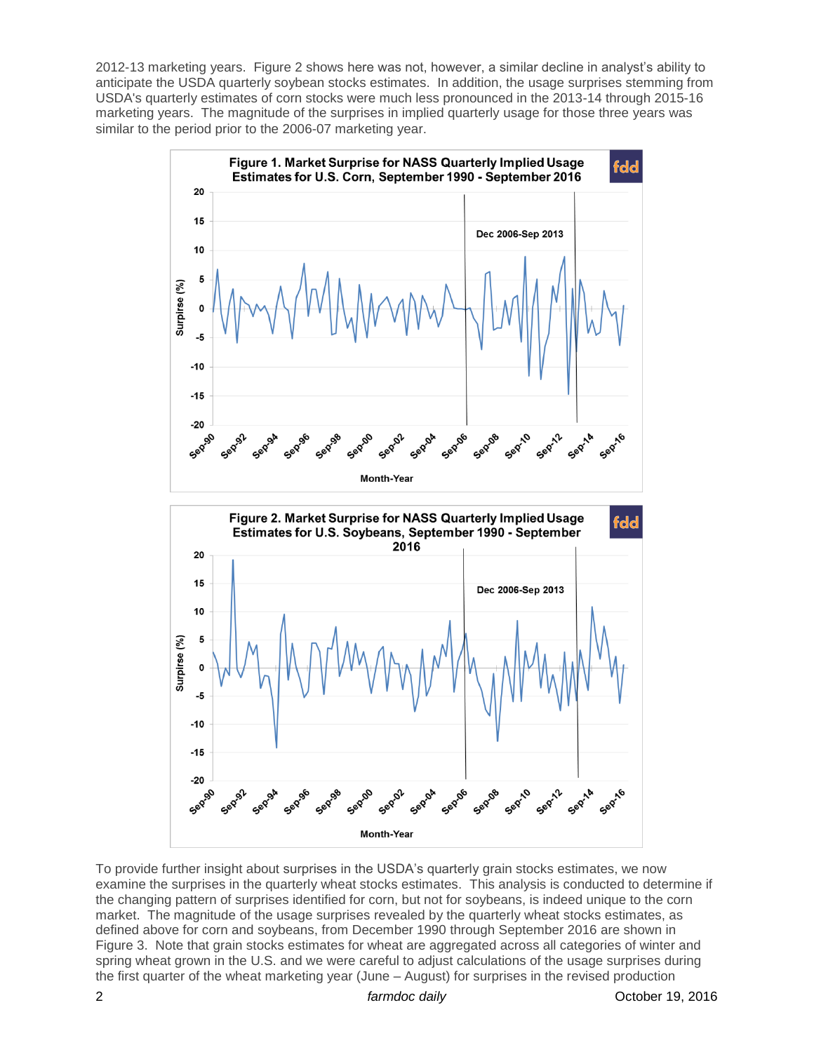2012-13 marketing years. Figure 2 shows here was not, however, a similar decline in analyst's ability to anticipate the USDA quarterly soybean stocks estimates. In addition, the usage surprises stemming from USDA's quarterly estimates of corn stocks were much less pronounced in the 2013-14 through 2015-16 marketing years. The magnitude of the surprises in implied quarterly usage for those three years was similar to the period prior to the 2006-07 marketing year.

Figure 1. Market Surprise for NASS Quarterly Implied Usage Estimates for U.S. Corn, September 1990 - September 2016

Figure 2. Market Surprise for NASS Quarterly Implied Usage Estimates for U.S. Soybeans, September 1990 - September 2016

To provide further insight about surprises in the USDA's quarterly grain stocks estimates, we now examine the surprises in the quarterly wheat stocks estimates. This analysis is conducted to determine if the changing pattern of surprises identified for corn, but not for soybeans, is indeed unique to the corn market. The magnitude of the usage surprises revealed by the quarterly wheat stocks estimates, as defined above for corn and soybeans, from December 1990 through September 2016 are shown in Figure 3. Note that grain stocks estimates for wheat are aggregated across all categories of winter and spring wheat grown in the U.S. and we were careful to adjust calculations of the usage surprises during the first quarter of the wheat marketing year (June – August) for surprises in the revised production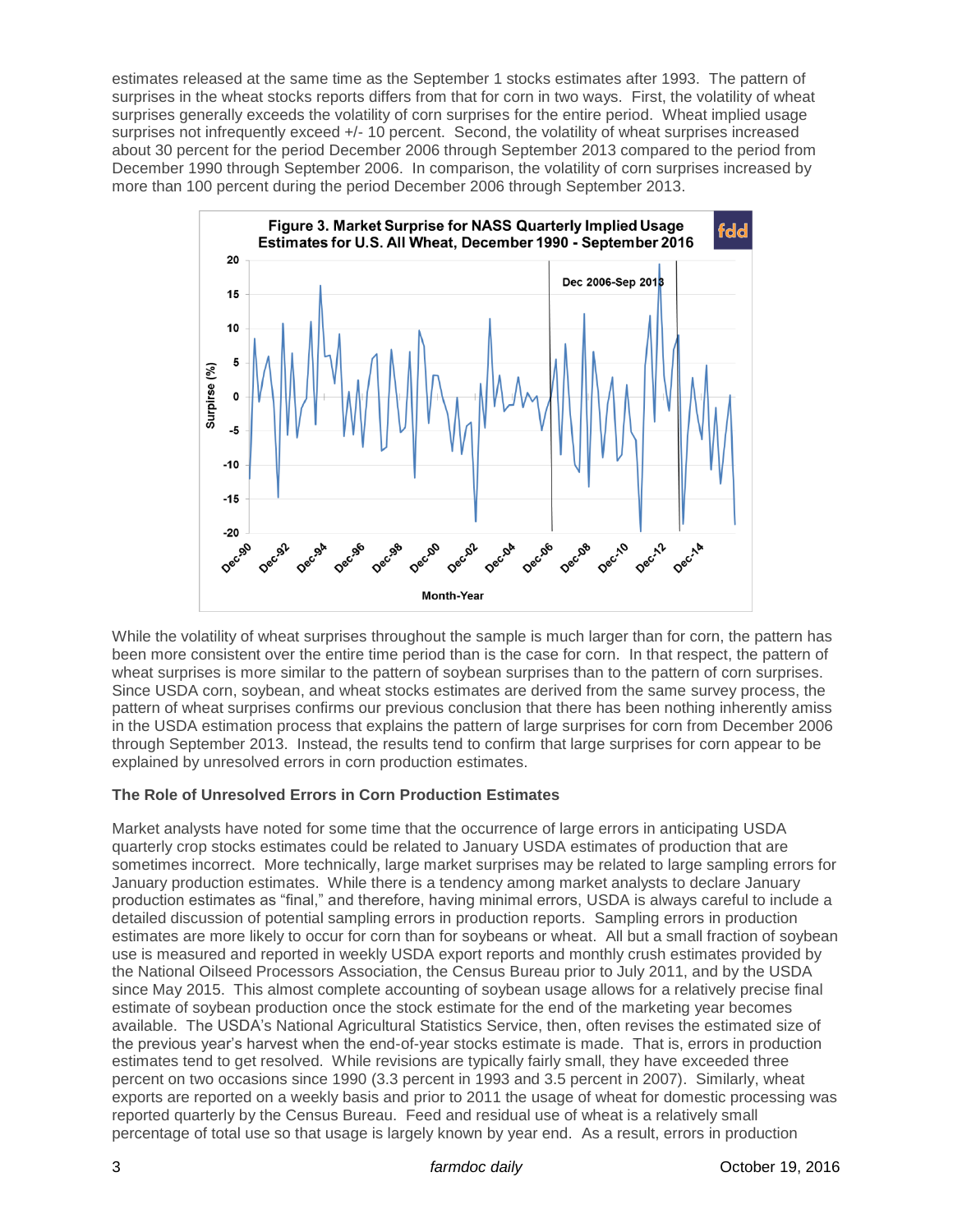estimates released at the same time as the September 1 stocks estimates after 1993. The pattern of surprises in the wheat stocks reports differs from that for corn in two ways. First, the volatility of wheat surprises generally exceeds the volatility of corn surprises for the entire period. Wheat implied usage surprises not infrequently exceed +/- 10 percent. Second, the volatility of wheat surprises increased about 30 percent for the period December 2006 through September 2013 compared to the period from December 1990 through September 2006. In comparison, the volatility of corn surprises increased by more than 100 percent during the period December 2006 through September 2013.

Figure 3. Market Surprise for NASS Quarterly Implied Usage Estimates for U.S. All Wheat, December 1990 - September 2016

While the volatility of wheat surprises throughout the sample is much larger than for corn, the pattern has been more consistent over the entire time period than is the case for corn. In that respect, the pattern of wheat surprises is more similar to the pattern of soybean surprises than to the pattern of corn surprises. Since USDA corn, soybean, and wheat stocks estimates are derived from the same survey process, the pattern of wheat surprises confirms our previous conclusion that there has been nothing inherently amiss in the USDA estimation process that explains the pattern of large surprises for corn from December 2006 through September 2013. Instead, the results tend to confirm that large surprises for corn appear to be explained by unresolved errors in corn production estimates.

### The Role of Unresolved Errors in Corn Production Estimates

Market analysts have noted for some time that the occurrence of large errors in anticipating USDA quarterly crop stocks estimates could be related to January USDA estimates of production that are sometimes incorrect. More technically, large market surprises may be related to large sampling errors for January production estimates. While there is a tendency among market analysts to declare January production estimates as "final," and therefore, having minimal errors, USDA is always careful to include a detailed discussion of potential sampling errors in production reports. Sampling errors in production estimates are more likely to occur for corn than for soybeans or wheat. All but a small fraction of soybean use is measured and reported in weekly USDA export reports and monthly crush estimates provided by the National Oilseed Processors Association, the Census Bureau prior to July 2011, and by the USDA since May 2015. This almost complete accounting of soybean usage allows for a relatively precise final estimate of soybean production once the stock estimate for the end of the marketing year becomes available. The USDA's National Agricultural Statistics Service, then, often revises the estimated size of the previous year's harvest when the end-of-year stocks estimate is made. That is, errors in production estimates tend to get resolved. While revisions are typically fairly small, they have exceeded three percent on two occasions since 1990 (3.3 percent in 1993 and 3.5 percent in 2007). Similarly, wheat exports are reported on a weekly basis and prior to 2011 the usage of wheat for domestic processing was reported quarterly by the Census Bureau. Feed and residual use of wheat is a relatively small percentage of total use so that usage is largely known by year end. As a result, errors in production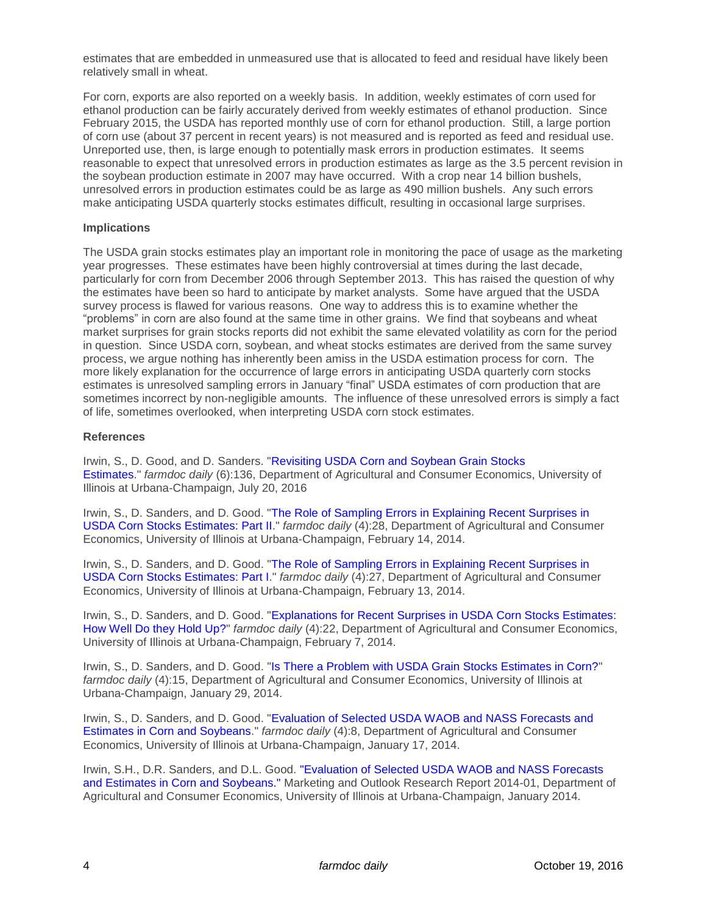estimates that are embedded in unmeasured use that is allocated to feed and residual have likely been relatively small in wheat.

For corn, exports are also reported on a weekly basis. In addition, weekly estimates of corn used for ethanol production can be fairly accurately derived from weekly estimates of ethanol production. Since February 2015, the USDA has reported monthly use of corn for ethanol production. Still, a large portion of corn use (about 37 percent in recent years) is not measured and is reported as feed and residual use. Unreported use, then, is large enough to potentially mask errors in production estimates. It seems reasonable to expect that unresolved errors in production estimates as large as the 3.5 percent revision in the soybean production estimate in 2007 may have occurred. With a crop near 14 billion bushels, unresolved errors in production estimates could be as large as 490 million bushels. Any such errors make anticipating USDA quarterly stocks estimates difficult, resulting in occasional large surprises.

**Implications**

The USDA grain stocks estimates play an important role in monitoring the pace of usage as the marketing year progresses. These estimates have been highly controversial at times during the last decade, particularly for corn from December 2006 through September 2013. This has raised the question of why the estimates have been so hard to anticipate by market analysts. Some have argued that the USDA survey process is flawed for various reasons. One way to address this is to examine whether the "problems" in corn are also found at the same time in other grains. We find that soybeans and wheat market surprises for grain stocks reports did not exhibit the same elevated volatility as corn for the period in question. Since USDA corn, soybean, and wheat stocks estimates are derived from the same survey process, we argue nothing has inherently been amiss in the USDA estimation process for corn. The more likely explanation for the occurrence of large errors in anticipating USDA quarterly corn stocks estimates is unresolved sampling errors in January "final" USDA estimates of corn production that are sometimes incorrect by non-negligible amounts. The influence of these unresolved errors is simply a fact of life, sometimes overlooked, when interpreting USDA corn stock estimates.

**References**

Irwin, S., D. Good, and D. Sanders. "Revisiting USDA Corn and Soybean Grain Stocks Estimates." *farmdoc daily* (6):136, Department of Agricultural and Consumer Economics, University of Illinois at Urbana-Champaign, July 20, 2016

Irwin, S., D. Sanders, and D. Good. "The Role of Sampling Errors in Explaining Recent Surprises in USDA Corn Stocks Estimates: Part II." *farmdoc daily* (4):28, Department of Agricultural and Consumer Economics, University of Illinois at Urbana-Champaign, February 14, 2014.

Irwin, S., D. Sanders, and D. Good. "The Role of Sampling Errors in Explaining Recent Surprises in USDA Corn Stocks Estimates: Part I." *farmdoc daily* (4):27, Department of Agricultural and Consumer Economics, University of Illinois at Urbana-Champaign, February 13, 2014.

Irwin, S., D. Sanders, and D. Good. "Explanations for Recent Surprises in USDA Corn Stocks Estimates: How Well Do they Hold Up?" *farmdoc daily* (4):22, Department of Agricultural and Consumer Economics, University of Illinois at Urbana-Champaign, February 7, 2014.

Irwin, S., D. Sanders, and D. Good. "Is There a Problem with USDA Grain Stocks Estimates in Corn?" *farmdoc daily* (4):15, Department of Agricultural and Consumer Economics, University of Illinois at Urbana-Champaign, January 29, 2014.

Irwin, S., D. Sanders, and D. Good. "Evaluation of Selected USDA WAOB and NASS Forecasts and Estimates in Corn and Soybeans." *farmdoc daily* (4):8, Department of Agricultural and Consumer Economics, University of Illinois at Urbana-Champaign, January 17, 2014.

Irwin, S.H., D.R. Sanders, and D.L. Good. "Evaluation of Selected USDA WAOB and NASS Forecasts and Estimates in Corn and Soybeans." Marketing and Outlook Research Report 2014-01, Department of Agricultural and Consumer Economics, University of Illinois at Urbana-Champaign, January 2014.